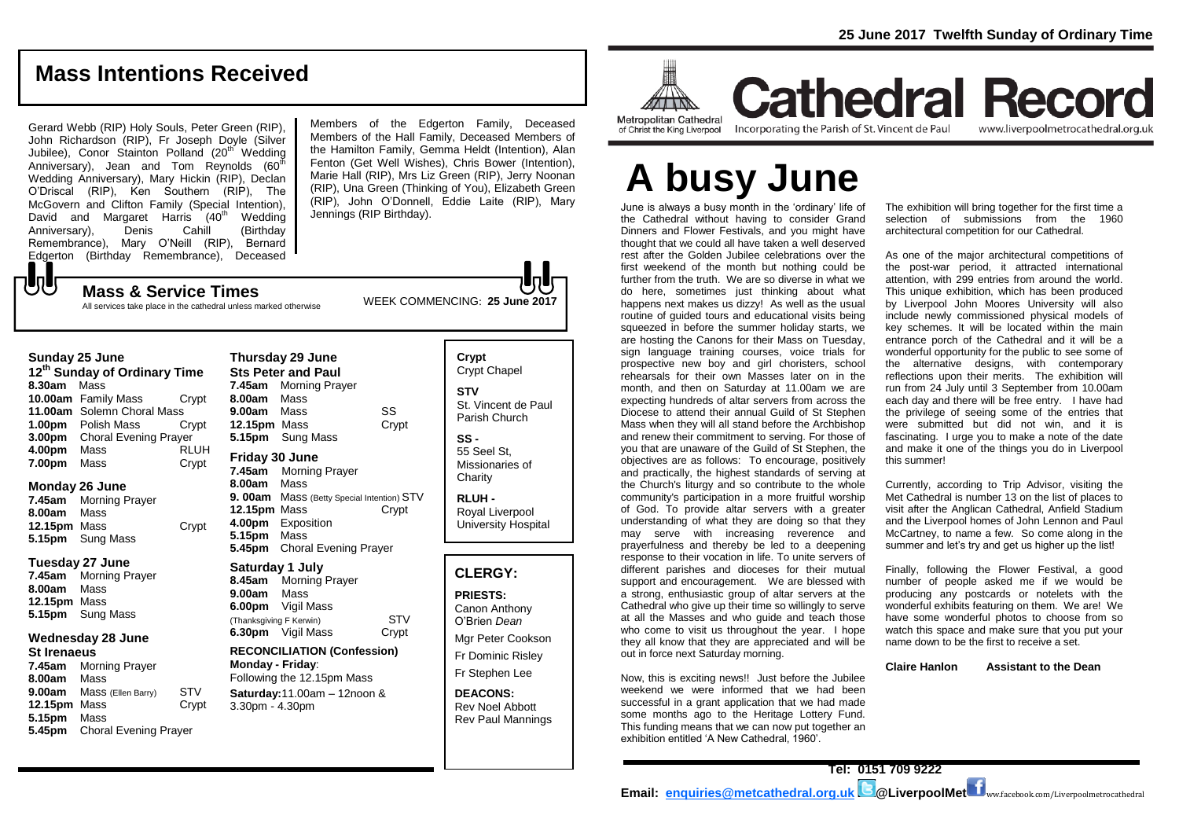25 June 2017 Twelfth Sunday of Ordinary Time

Metropolitan Cathedral of Christ the King Liverpool

# Cathedral Record

Incorporating the Parish of St. Vincent de Paul — www.liverpoolmetrocathedral.org.uk

# A busy June

June is always a busy month in the 'ordinary' life of the Cathedral without having to consider Grand Dinners and Flower Festivals, and you might have thought that we could all have taken a well deserved rest after the Golden Jubilee celebrations over the first weekend of the month but nothing could be further from the truth. We are so diverse in what we do here, sometimes just thinking about what happens next makes us dizzy! As well as the usual routine of guided tours and educational visits being squeezed in before the summer holiday starts, we are hosting the Canons for their Mass on Tuesday, sign language training courses, voice trials for prospective new boy and girl choristers, school rehearsals for their own Masses later on in the month, and then on Saturday at 11.00am we are expecting hundreds of altar servers from across the Diocese to attend their annual Guild of St Stephen Mass when they will all stand before the Archbishop and renew their commitment to serving. For those of you that are unaware of the Guild of St Stephen, the objectives are as follows: To encourage, positively and practically, the highest standards of serving at the Church's liturgy and so contribute to the whole community's participation in a more fruitful worship of God. To provide altar servers with a greater understanding of what they are doing so that they may serve with increasing reverence and prayerfulness and thereby be led to a deepening response to their vocation in life. To unite servers of different parishes and dioceses for their mutual support and encouragement. We are blessed with a strong, enthusiastic group of altar servers at the Cathedral who give up their time so willingly to serve at all the Masses and who guide and teach those who come to visit us throughout the year. I hope they all know that they are appreciated and will be out in force next Saturday morning.

Now, this is exciting news!! Just before the Jubilee weekend we were informed that we had been successful in a grant application that we had made some months ago to the Heritage Lottery Fund. This funding means that we can now put together an exhibition entitled 'A New Cathedral, 1960'.

The exhibition will bring together for the first time a selection of submissions from the 1960 architectural competition for our Cathedral.

As one of the major architectural competitions of the post-war period, it attracted international attention, with 299 entries from around the world. This unique exhibition, which has been produced by Liverpool John Moores University will also include newly commissioned physical models of key schemes. It will be located within the main entrance porch of the Cathedral and it will be a wonderful opportunity for the public to see some of the alternative designs, with contemporary reflections upon their merits. The exhibition will run from 24 July until 3 September from 10.00am each day and there will be free entry. I have had the privilege of seeing some of the entries that were submitted but did not win, and it is fascinating. I urge you to make a note of the date and make it one of the things you do in Liverpool this summer!

Currently, according to Trip Advisor, visiting the Met Cathedral is number 13 on the list of places to visit after the Anglican Cathedral, Anfield Stadium and the Liverpool homes of John Lennon and Paul McCartney, to name a few. So come along in the summer and let's try and get us higher up the list!

Finally, following the Flower Festival, a good number of people asked me if we would be producing any postcards or notelets with the wonderful exhibits featuring on them. We are! We have some wonderful photos to choose from so watch this space and make sure that you put your name down to be the first to receive a set.

**Claire Hanlon Assistant to the Dean**

## Mass Intentions Received

Gerard Webb (RIP) Holy Souls, Peter Green (RIP), John Richardson (RIP), Fr Joseph Doyle (Silver Jubilee), Conor Stainton Polland (20th Wedding Anniversary), Jean and Tom Reynolds (60th Wedding Anniversary), Mary Hickin (RIP), Declan O'Driscal (RIP), Ken Southern (RIP), The McGovern and Clifton Family (Special Intention), David and Margaret Harris (40th Wedding Anniversary), Denis Cahill (Birthday Remembrance), Mary O'Neill (RIP), Bernard Edgerton (Birthday Remembrance), Deceased Members of the Edgerton Family, Deceased Members of the Hall Family, Deceased Members of the Hamilton Family, Gemma Heldt (Intention), Alan Fenton (Get Well Wishes), Chris Bower (Intention), Marie Hall (RIP), Mrs Liz Green (RIP), Jerry Noonan (RIP), Una Green (Thinking of You), Elizabeth Green (RIP), John O'Donnell, Eddie Laite (RIP), Mary Jennings (RIP Birthday).

## Mass & Service Times

All services take place in the cathedral unless marked otherwise

WEEK COMMENCING: **25 June 2017**

### Sunday 25 June
**12th Sunday of Ordinary Time**

| | | |
|---|---|---|
| **8.30am** | Mass | |
| **10.00am** | Family Mass | Crypt |
| **11.00am** | Solemn Choral Mass | |
| **1.00pm** | Polish Mass | Crypt |
| **3.00pm** | Choral Evening Prayer | |
| **4.00pm** | Mass | RLUH |
| **7.00pm** | Mass | Crypt |

### Monday 26 June

| | | |
|---|---|---|
| **7.45am** | Morning Prayer | |
| **8.00am** | Mass | |
| **12.15pm** | Mass | Crypt |
| **5.15pm** | Sung Mass | |

### Tuesday 27 June

| | | |
|---|---|---|
| **7.45am** | Morning Prayer | |
| **8.00am** | Mass | |
| **12.15pm** | Mass | |
| **5.15pm** | Sung Mass | |

### Wednesday 28 June
**St Irenaeus**

| | | |
|---|---|---|
| **7.45am** | Morning Prayer | |
| **8.00am** | Mass | |
| **9.00am** | Mass (Ellen Barry) | STV |
| **12.15pm** | Mass | Crypt |
| **5.15pm** | Mass | |
| **5.45pm** | Choral Evening Prayer | |

### Thursday 29 June
**Sts Peter and Paul**

| | | |
|---|---|---|
| **7.45am** | Morning Prayer | |
| **8.00am** | Mass | |
| **9.00am** | Mass | SS |
| **12.15pm** | Mass | Crypt |
| **5.15pm** | Sung Mass | |

### Friday 30 June

| | | |
|---|---|---|
| **7.45am** | Morning Prayer | |
| **8.00am** | Mass | |
| **9.00am** | Mass (Betty Special Intention) | STV |
| **12.15pm** | Mass | Crypt |
| **4.00pm** | Exposition | |
| **5.15pm** | Mass | |
| **5.45pm** | Choral Evening Prayer | |

### Saturday 1 July

| | | |
|---|---|---|
| **8.45am** | Morning Prayer | |
| **9.00am** | Mass | |
| **6.00pm** | Vigil Mass (Thanksgiving F Kerwin) | STV |
| **6.30pm** | Vigil Mass | Crypt |

**RECONCILIATION (Confession)**
**Monday - Friday**: Following the 12.15pm Mass
**Saturday:** 11.00am – 12noon & 3.30pm - 4.30pm

**Crypt** Crypt Chapel

**STV** St. Vincent de Paul Parish Church

**SS -** 55 Seel St, Missionaries of Charity

**RLUH -** Royal Liverpool University Hospital

## CLERGY:

**PRIESTS:**
Canon Anthony O'Brien *Dean*
Mgr Peter Cookson
Fr Dominic Risley
Fr Stephen Lee

**DEACONS:**
Rev Noel Abbott
Rev Paul Mannings

**Tel: 0151 709 9222**
**Email: enquiries@metcathedral.org.uk** @LiverpoolMet www.facebook.com/Liverpoolmetrocathedral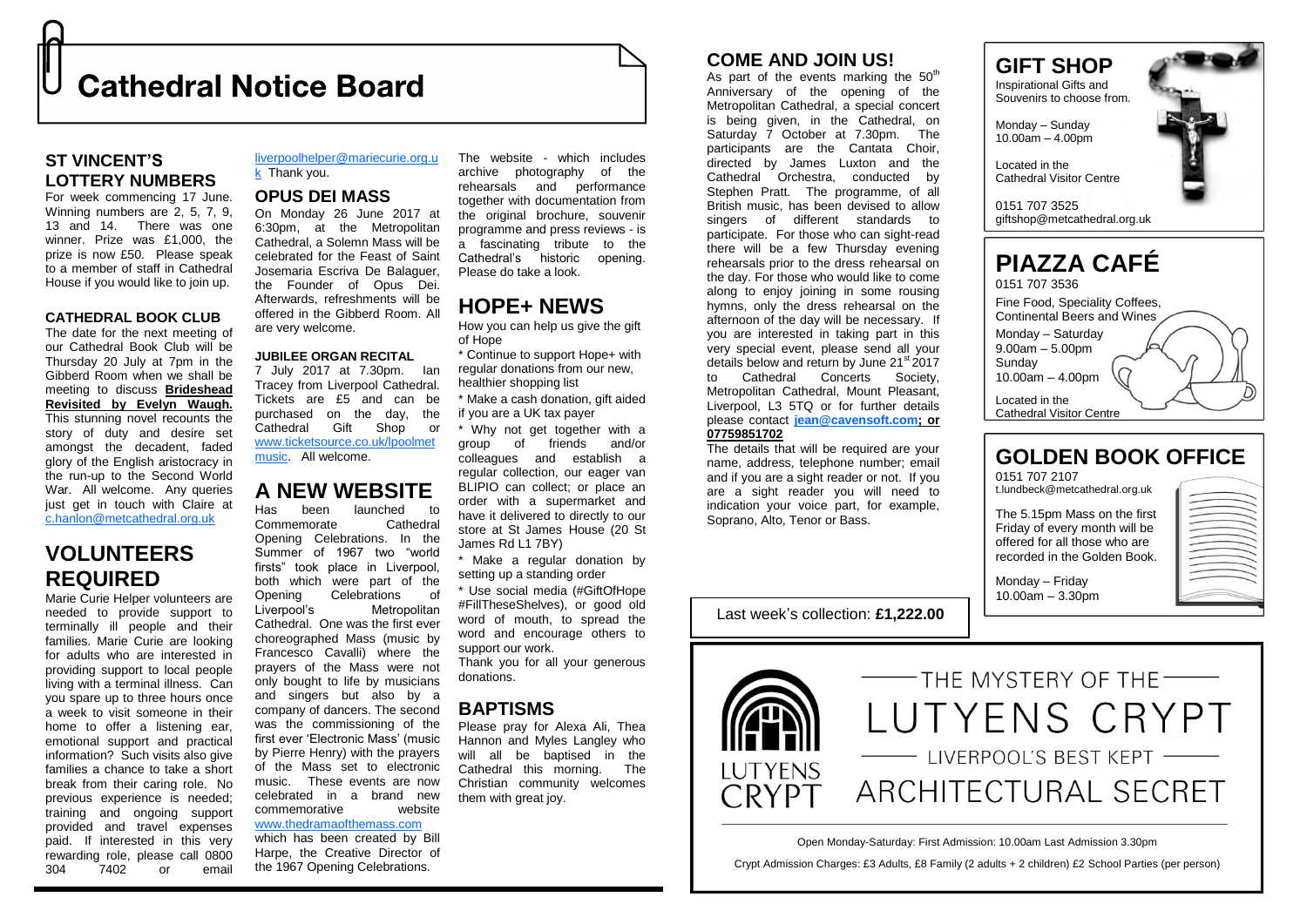# Cathedral Notice Board

## ST VINCENT'S LOTTERY NUMBERS

For week commencing 17 June. Winning numbers are 2, 5, 7, 9, 13 and 14. There was one winner. Prize was £1,000, the prize is now £50. Please speak to a member of staff in Cathedral House if you would like to join up.

### CATHEDRAL BOOK CLUB

The date for the next meeting of our Cathedral Book Club will be Thursday 20 July at 7pm in the Gibberd Room when we shall be meeting to discuss **Brideshead Revisited by Evelyn Waugh.** This stunning novel recounts the story of duty and desire set amongst the decadent, faded glory of the English aristocracy in the run-up to the Second World War. All welcome. Any queries just get in touch with Claire at c.hanlon@metcathedral.org.uk

## VOLUNTEERS REQUIRED

Marie Curie Helper volunteers are needed to provide support to terminally ill people and their families. Marie Curie are looking for adults who are interested in providing support to local people living with a terminal illness. Can you spare up to three hours once a week to visit someone in their home to offer a listening ear, emotional support and practical information? Such visits also give families a chance to take a short break from their caring role. No previous experience is needed; training and ongoing support provided and travel expenses paid. If interested in this very rewarding role, please call 0800 304 7402 or email liverpoolhelper@mariecurie.org.uk Thank you.

## OPUS DEI MASS

On Monday 26 June 2017 at 6:30pm, at the Metropolitan Cathedral, a Solemn Mass will be celebrated for the Feast of Saint Josemaria Escriva De Balaguer, the Founder of Opus Dei. Afterwards, refreshments will be offered in the Gibberd Room. All are very welcome.

### JUBILEE ORGAN RECITAL

7 July 2017 at 7.30pm. Ian Tracey from Liverpool Cathedral. Tickets are £5 and can be purchased on the day, the Cathedral Gift Shop or www.ticketsource.co.uk/lpoolmetmusic. All welcome.

## A NEW WEBSITE

Has been launched to Commemorate Cathedral Opening Celebrations. In the Summer of 1967 two "world firsts" took place in Liverpool, both which were part of the Opening Celebrations of Liverpool's Metropolitan Cathedral. One was the first ever choreographed Mass (music by Francesco Cavalli) where the prayers of the Mass were not only bought to life by musicians and singers but also by a company of dancers. The second was the commissioning of the first ever 'Electronic Mass' (music by Pierre Henry) with the prayers of the Mass set to electronic music. These events are now celebrated in a brand new commemorative website www.thedramaofthemass.com which has been created by Bill Harpe, the Creative Director of the 1967 Opening Celebrations.

The website - which includes archive photography of the rehearsals and performance together with documentation from the original brochure, souvenir programme and press reviews - is a fascinating tribute to the Cathedral's historic opening. Please do take a look.

## HOPE+ NEWS

How you can help us give the gift of Hope

* Continue to support Hope+ with regular donations from our new, healthier shopping list
* Make a cash donation, gift aided if you are a UK tax payer
* Why not get together with a group of friends and/or colleagues and establish a regular collection, our eager van BLIPIO can collect; or place an order with a supermarket and have it delivered to directly to our store at St James House (20 St James Rd L1 7BY)
* Make a regular donation by setting up a standing order
* Use social media (#GiftOfHope #FillTheseShelves), or good old word of mouth, to spread the word and encourage others to support our work.

Thank you for all your generous donations.

## BAPTISMS

Please pray for Alexa Ali, Thea Hannon and Myles Langley who will all be baptised in the Cathedral this morning. The Christian community welcomes them with great joy.

## COME AND JOIN US!

As part of the events marking the 50th Anniversary of the opening of the Metropolitan Cathedral, a special concert is being given, in the Cathedral, on Saturday 7 October at 7.30pm. The participants are the Cantata Choir, directed by James Luxton and the Cathedral Orchestra, conducted by Stephen Pratt. The programme, of all British music, has been devised to allow singers of different standards to participate. For those who can sight-read there will be a few Thursday evening rehearsals prior to the dress rehearsal on the day. For those who would like to come along to enjoy joining in some rousing hymns, only the dress rehearsal on the afternoon of the day will be necessary. If you are interested in taking part in this very special event, please send all your details below and return by June 21st 2017 to Cathedral Concerts Society, Metropolitan Cathedral, Mount Pleasant, Liverpool, L3 5TQ or for further details please contact **jean@cavensoft.com; or 07759851702**

The details that will be required are your name, address, telephone number; email and if you are a sight reader or not. If you are a sight reader you will need to indication your voice part, for example, Soprano, Alto, Tenor or Bass.

Last week's collection: **£1,222.00**

## GIFT SHOP

Inspirational Gifts and Souvenirs to choose from.

Monday – Sunday
10.00am – 4.00pm

Located in the Cathedral Visitor Centre

0151 707 3525
giftshop@metcathedral.org.uk

## PIAZZA CAFÉ

0151 707 3536

Fine Food, Speciality Coffees, Continental Beers and Wines

Monday – Saturday
9.00am – 5.00pm
Sunday
10.00am – 4.00pm

Located in the Cathedral Visitor Centre

## GOLDEN BOOK OFFICE

0151 707 2107
t.lundbeck@metcathedral.org.uk

The 5.15pm Mass on the first Friday of every month will be offered for all those who are recorded in the Golden Book.

Monday – Friday
10.00am – 3.30pm

## THE MYSTERY OF THE LUTYENS CRYPT

LUTYENS CRYPT

LIVERPOOL'S BEST KEPT ARCHITECTURAL SECRET

Open Monday-Saturday: First Admission: 10.00am Last Admission 3.30pm

Crypt Admission Charges: £3 Adults, £8 Family (2 adults + 2 children) £2 School Parties (per person)